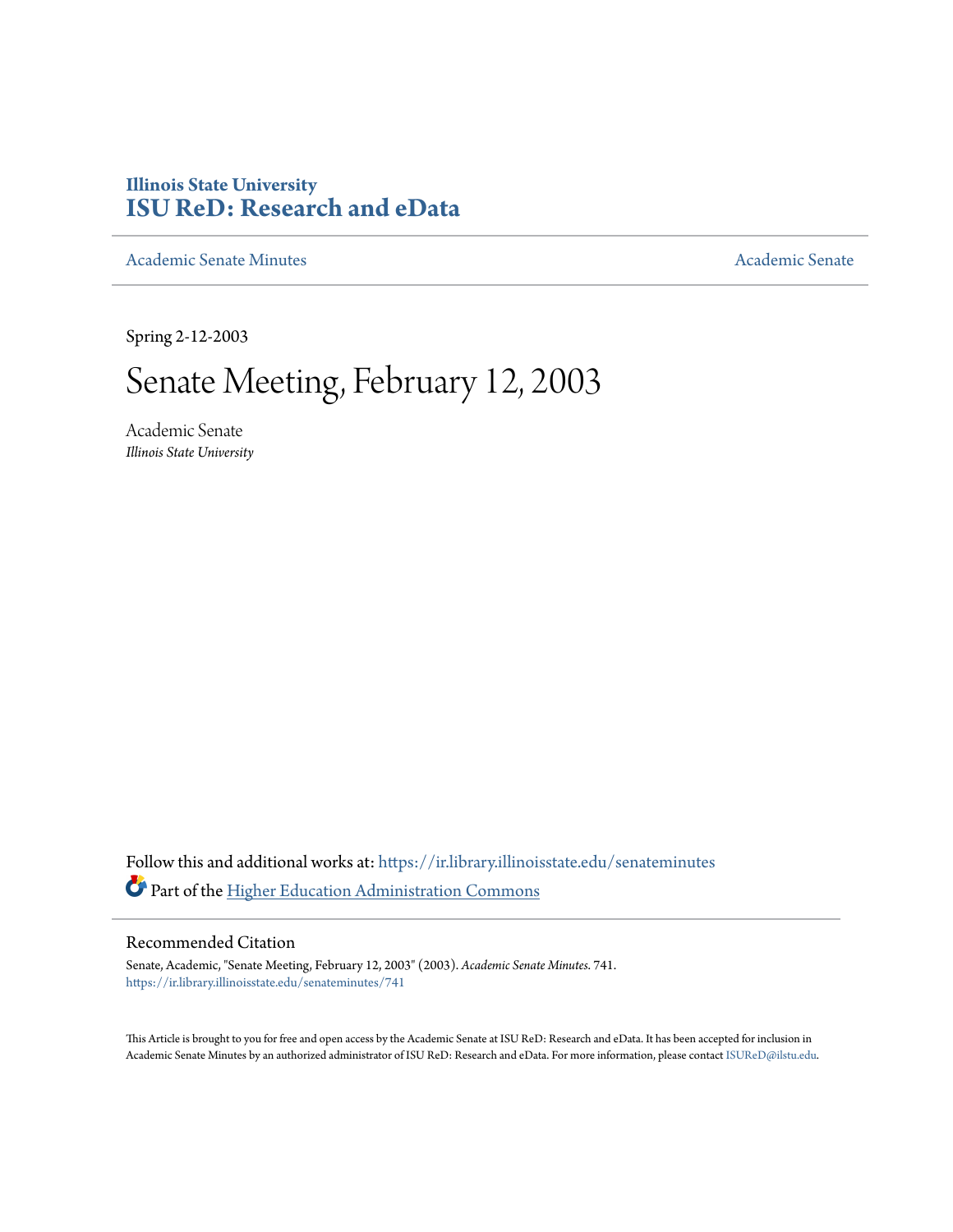**Illinois State University**
**ISU ReD: Research and eData**

Academic Senate Minutes — Academic Senate

Spring 2-12-2003

# Senate Meeting, February 12, 2003

Academic Senate
*Illinois State University*

Follow this and additional works at: https://ir.library.illinoisstate.edu/senateminutes

Part of the Higher Education Administration Commons

## Recommended Citation

Senate, Academic, "Senate Meeting, February 12, 2003" (2003). *Academic Senate Minutes*. 741.
https://ir.library.illinoisstate.edu/senateminutes/741

This Article is brought to you for free and open access by the Academic Senate at ISU ReD: Research and eData. It has been accepted for inclusion in Academic Senate Minutes by an authorized administrator of ISU ReD: Research and eData. For more information, please contact ISUReD@ilstu.edu.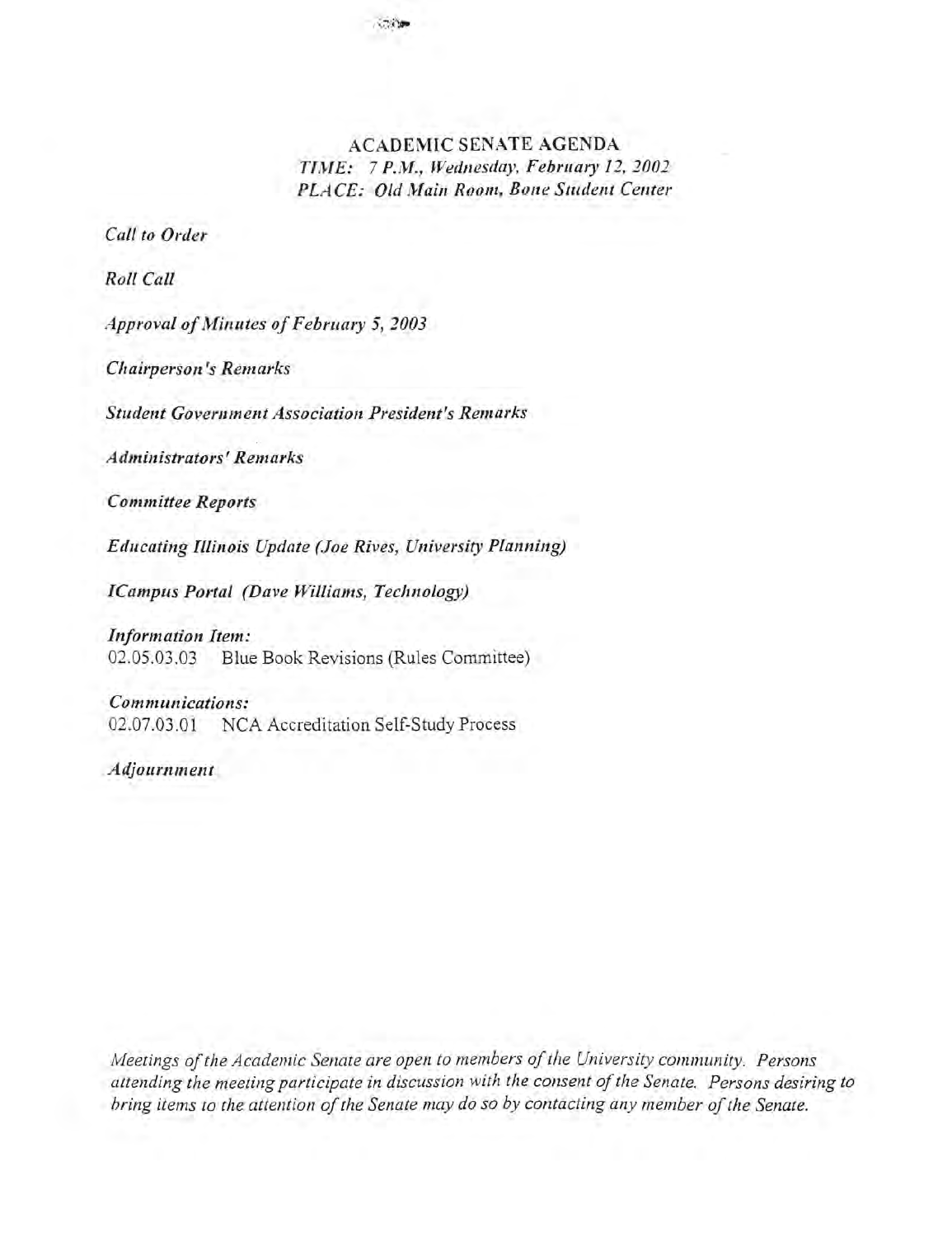# ACADEMIC SENATE AGENDA

*TIME: 7 P.M., Wednesday, February 12, 2002*
*PLACE: Old Main Room, Bone Student Center*

*Call to Order*

*Roll Call*

*Approval of Minutes of February 5, 2003*

*Chairperson's Remarks*

*Student Government Association President's Remarks*

*Administrators' Remarks*

*Committee Reports*

*Educating Illinois Update (Joe Rives, University Planning)*

*ICampus Portal (Dave Williams, Technology)*

*Information Item:*
02.05.03.03 Blue Book Revisions (Rules Committee)

*Communications:*
02.07.03.01 NCA Accreditation Self-Study Process

*Adjournment*

*Meetings of the Academic Senate are open to members of the University community. Persons attending the meeting participate in discussion with the consent of the Senate. Persons desiring to bring items to the attention of the Senate may do so by contacting any member of the Senate.*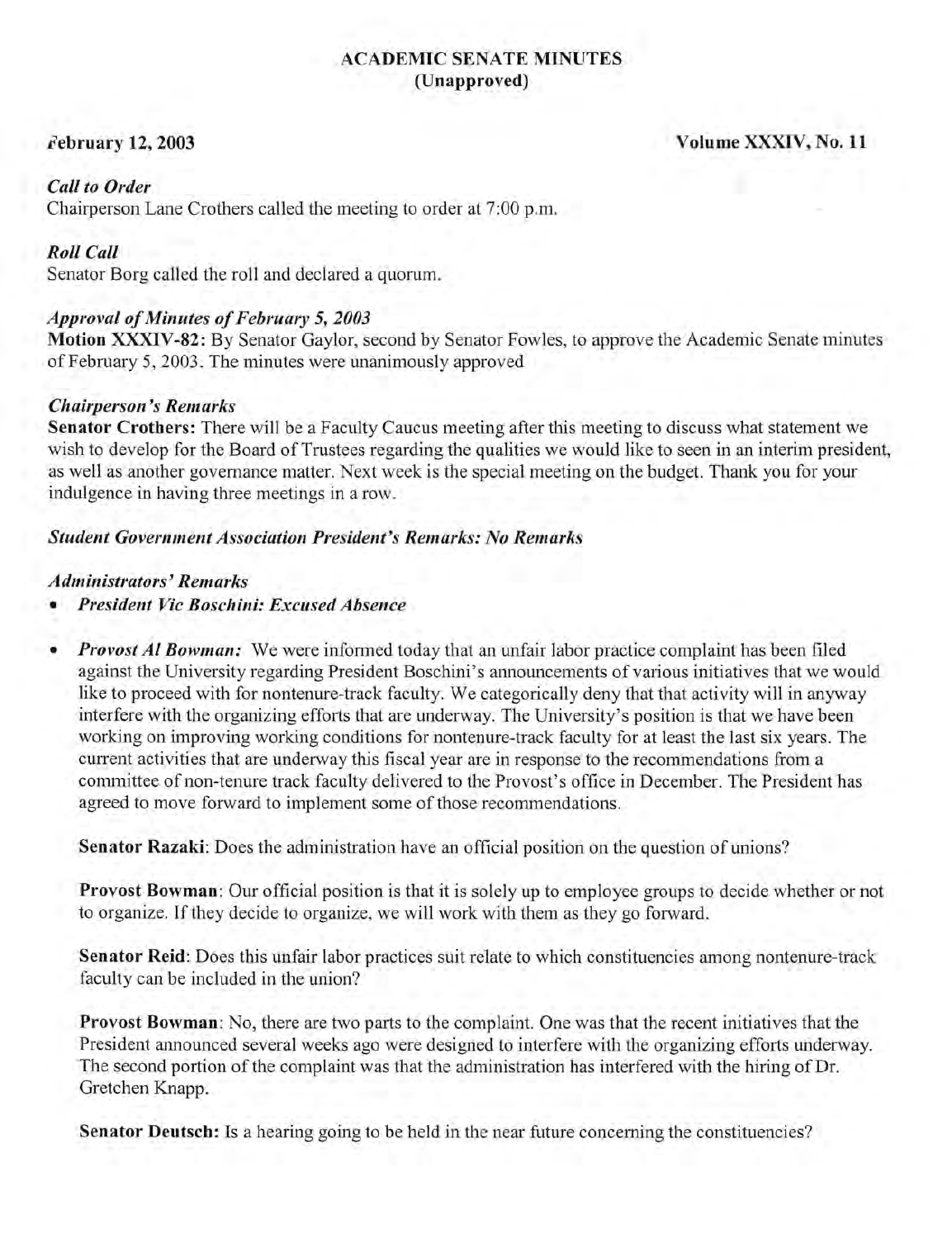# ACADEMIC SENATE MINUTES
## (Unapproved)

**February 12, 2003** **Volume XXXIV, No. 11**

***Call to Order***
Chairperson Lane Crothers called the meeting to order at 7:00 p.m.

***Roll Call***
Senator Borg called the roll and declared a quorum.

***Approval of Minutes of February 5, 2003***
**Motion XXXIV-82:** By Senator Gaylor, second by Senator Fowles, to approve the Academic Senate minutes of February 5, 2003. The minutes were unanimously approved

***Chairperson's Remarks***
**Senator Crothers:** There will be a Faculty Caucus meeting after this meeting to discuss what statement we wish to develop for the Board of Trustees regarding the qualities we would like to seen in an interim president, as well as another governance matter. Next week is the special meeting on the budget. Thank you for your indulgence in having three meetings in a row.

***Student Government Association President's Remarks: No Remarks***

***Administrators' Remarks***

- ***President Vic Boschini: Excused Absence***

- ***Provost Al Bowman:*** We were informed today that an unfair labor practice complaint has been filed against the University regarding President Boschini's announcements of various initiatives that we would like to proceed with for nontenure-track faculty. We categorically deny that that activity will in anyway interfere with the organizing efforts that are underway. The University's position is that we have been working on improving working conditions for nontenure-track faculty for at least the last six years. The current activities that are underway this fiscal year are in response to the recommendations from a committee of non-tenure track faculty delivered to the Provost's office in December. The President has agreed to move forward to implement some of those recommendations.

  **Senator Razaki**: Does the administration have an official position on the question of unions?

  **Provost Bowman**: Our official position is that it is solely up to employee groups to decide whether or not to organize. If they decide to organize, we will work with them as they go forward.

  **Senator Reid**: Does this unfair labor practices suit relate to which constituencies among nontenure-track faculty can be included in the union?

  **Provost Bowman**: No, there are two parts to the complaint. One was that the recent initiatives that the President announced several weeks ago were designed to interfere with the organizing efforts underway. The second portion of the complaint was that the administration has interfered with the hiring of Dr. Gretchen Knapp.

  **Senator Deutsch:** Is a hearing going to be held in the near future concerning the constituencies?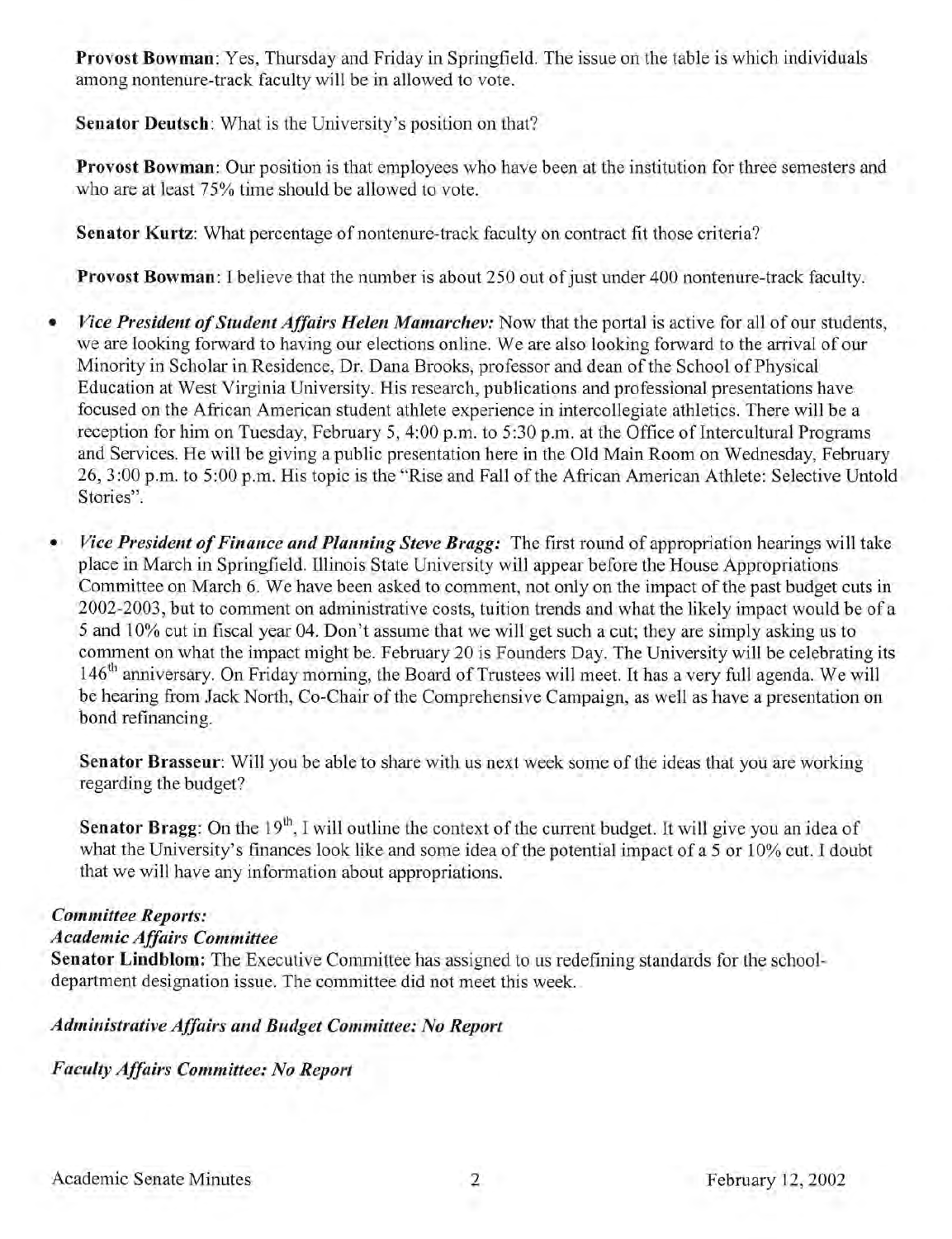**Provost Bowman**: Yes, Thursday and Friday in Springfield. The issue on the table is which individuals among nontenure-track faculty will be in allowed to vote.

**Senator Deutsch**: What is the University's position on that?

**Provost Bowman**: Our position is that employees who have been at the institution for three semesters and who are at least 75% time should be allowed to vote.

**Senator Kurtz**: What percentage of nontenure-track faculty on contract fit those criteria?

**Provost Bowman**: I believe that the number is about 250 out of just under 400 nontenure-track faculty.

- ***Vice President of Student Affairs Helen Mamarchev:*** Now that the portal is active for all of our students, we are looking forward to having our elections online. We are also looking forward to the arrival of our Minority in Scholar in Residence, Dr. Dana Brooks, professor and dean of the School of Physical Education at West Virginia University. His research, publications and professional presentations have focused on the African American student athlete experience in intercollegiate athletics. There will be a reception for him on Tuesday, February 5, 4:00 p.m. to 5:30 p.m. at the Office of Intercultural Programs and Services. He will be giving a public presentation here in the Old Main Room on Wednesday, February 26, 3:00 p.m. to 5:00 p.m. His topic is the "Rise and Fall of the African American Athlete: Selective Untold Stories".

- ***Vice President of Finance and Planning Steve Bragg:*** The first round of appropriation hearings will take place in March in Springfield. Illinois State University will appear before the House Appropriations Committee on March 6. We have been asked to comment, not only on the impact of the past budget cuts in 2002-2003, but to comment on administrative costs, tuition trends and what the likely impact would be of a 5 and 10% cut in fiscal year 04. Don't assume that we will get such a cut; they are simply asking us to comment on what the impact might be. February 20 is Founders Day. The University will be celebrating its 146th anniversary. On Friday morning, the Board of Trustees will meet. It has a very full agenda. We will be hearing from Jack North, Co-Chair of the Comprehensive Campaign, as well as have a presentation on bond refinancing.

  **Senator Brasseur**: Will you be able to share with us next week some of the ideas that you are working regarding the budget?

  **Senator Bragg**: On the 19th, I will outline the context of the current budget. It will give you an idea of what the University's finances look like and some idea of the potential impact of a 5 or 10% cut. I doubt that we will have any information about appropriations.

***Committee Reports:***

***Academic Affairs Committee***

**Senator Lindblom:** The Executive Committee has assigned to us redefining standards for the school-department designation issue. The committee did not meet this week.

***Administrative Affairs and Budget Committee: No Report***

***Faculty Affairs Committee: No Report***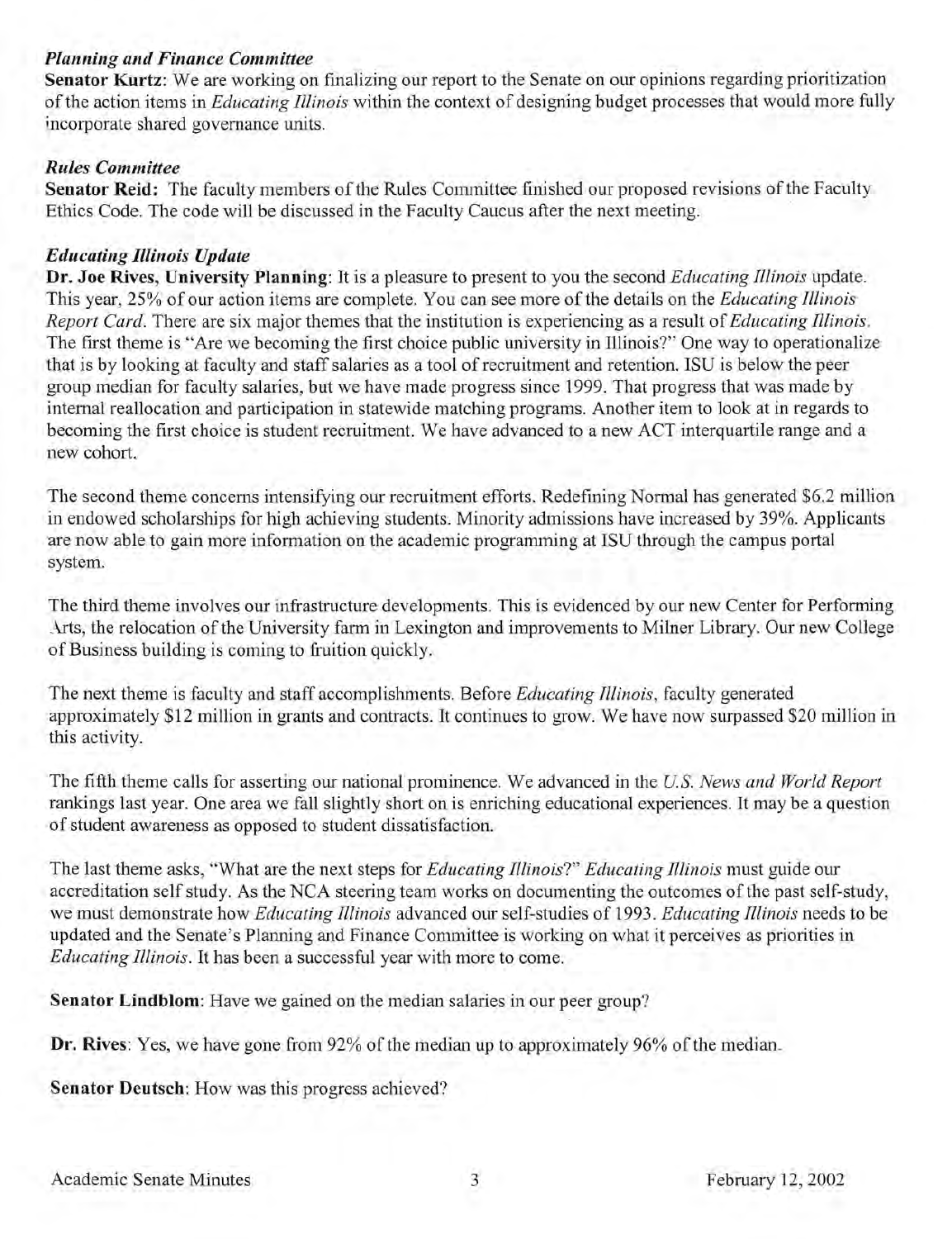***Planning and Finance Committee***

**Senator Kurtz:** We are working on finalizing our report to the Senate on our opinions regarding prioritization of the action items in *Educating Illinois* within the context of designing budget processes that would more fully incorporate shared governance units.

***Rules Committee***

**Senator Reid:** The faculty members of the Rules Committee finished our proposed revisions of the Faculty Ethics Code. The code will be discussed in the Faculty Caucus after the next meeting.

***Educating Illinois Update***

**Dr. Joe Rives, University Planning**: It is a pleasure to present to you the second *Educating Illinois* update. This year, 25% of our action items are complete. You can see more of the details on the *Educating Illinois Report Card*. There are six major themes that the institution is experiencing as a result of *Educating Illinois*. The first theme is "Are we becoming the first choice public university in Illinois?" One way to operationalize that is by looking at faculty and staff salaries as a tool of recruitment and retention. ISU is below the peer group median for faculty salaries, but we have made progress since 1999. That progress that was made by internal reallocation and participation in statewide matching programs. Another item to look at in regards to becoming the first choice is student recruitment. We have advanced to a new ACT interquartile range and a new cohort.

The second theme concerns intensifying our recruitment efforts. Redefining Normal has generated $6.2 million in endowed scholarships for high achieving students. Minority admissions have increased by 39%. Applicants are now able to gain more information on the academic programming at ISU through the campus portal system.

The third theme involves our infrastructure developments. This is evidenced by our new Center for Performing Arts, the relocation of the University farm in Lexington and improvements to Milner Library. Our new College of Business building is coming to fruition quickly.

The next theme is faculty and staff accomplishments. Before *Educating Illinois*, faculty generated approximately $12 million in grants and contracts. It continues to grow. We have now surpassed $20 million in this activity.

The fifth theme calls for asserting our national prominence. We advanced in the *U.S. News and World Report* rankings last year. One area we fall slightly short on is enriching educational experiences. It may be a question of student awareness as opposed to student dissatisfaction.

The last theme asks, "What are the next steps for *Educating Illinois*?" *Educating Illinois* must guide our accreditation self study. As the NCA steering team works on documenting the outcomes of the past self-study, we must demonstrate how *Educating Illinois* advanced our self-studies of 1993. *Educating Illinois* needs to be updated and the Senate's Planning and Finance Committee is working on what it perceives as priorities in *Educating Illinois*. It has been a successful year with more to come.

**Senator Lindblom**: Have we gained on the median salaries in our peer group?

**Dr. Rives**: Yes, we have gone from 92% of the median up to approximately 96% of the median.

**Senator Deutsch**: How was this progress achieved?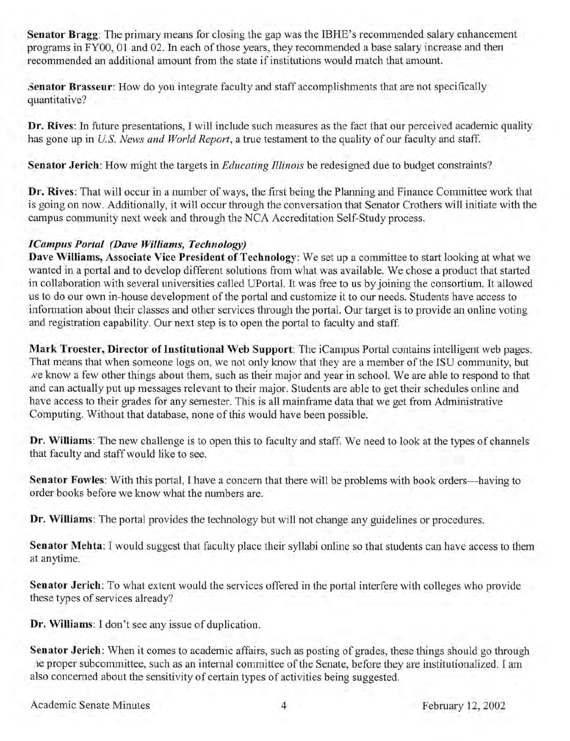**Senator Bragg**: The primary means for closing the gap was the IBHE's recommended salary enhancement programs in FY00, 01 and 02. In each of those years, they recommended a base salary increase and then recommended an additional amount from the state if institutions would match that amount.

**Senator Brasseur**: How do you integrate faculty and staff accomplishments that are not specifically quantitative?

**Dr. Rives**: In future presentations, I will include such measures as the fact that our perceived academic quality has gone up in *U.S. News and World Report*, a true testament to the quality of our faculty and staff.

**Senator Jerich**: How might the targets in *Educating Illinois* be redesigned due to budget constraints?

**Dr. Rives**: That will occur in a number of ways, the first being the Planning and Finance Committee work that is going on now. Additionally, it will occur through the conversation that Senator Crothers will initiate with the campus community next week and through the NCA Accreditation Self-Study process.

***ICampus Portal (Dave Williams, Technology)***

**Dave Williams, Associate Vice President of Technology**: We set up a committee to start looking at what we wanted in a portal and to develop different solutions from what was available. We chose a product that started in collaboration with several universities called UPortal. It was free to us by joining the consortium. It allowed us to do our own in-house development of the portal and customize it to our needs. Students have access to information about their classes and other services through the portal. Our target is to provide an online voting and registration capability. Our next step is to open the portal to faculty and staff.

**Mark Troester, Director of Institutional Web Support**: The iCampus Portal contains intelligent web pages. That means that when someone logs on, we not only know that they are a member of the ISU community, but we know a few other things about them, such as their major and year in school. We are able to respond to that and can actually put up messages relevant to their major. Students are able to get their schedules online and have access to their grades for any semester. This is all mainframe data that we get from Administrative Computing. Without that database, none of this would have been possible.

**Dr. Williams**: The new challenge is to open this to faculty and staff. We need to look at the types of channels that faculty and staff would like to see.

**Senator Fowles**: With this portal, I have a concern that there will be problems with book orders—having to order books before we know what the numbers are.

**Dr. Williams**: The portal provides the technology but will not change any guidelines or procedures.

**Senator Mehta**: I would suggest that faculty place their syllabi online so that students can have access to them at anytime.

**Senator Jerich**: To what extent would the services offered in the portal interfere with colleges who provide these types of services already?

**Dr. Williams**: I don't see any issue of duplication.

**Senator Jerich**: When it comes to academic affairs, such as posting of grades, these things should go through the proper subcommittee, such as an internal committee of the Senate, before they are institutionalized. I am also concerned about the sensitivity of certain types of activities being suggested.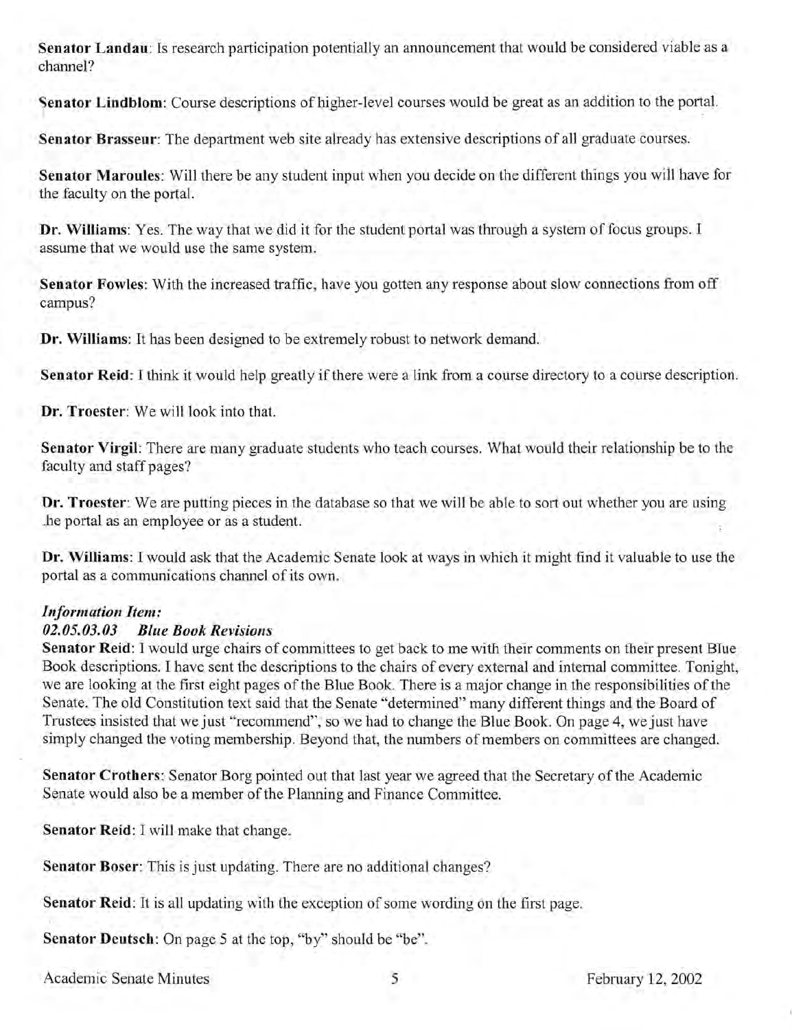**Senator Landau**: Is research participation potentially an announcement that would be considered viable as a channel?

**Senator Lindblom**: Course descriptions of higher-level courses would be great as an addition to the portal.

**Senator Brasseur**: The department web site already has extensive descriptions of all graduate courses.

**Senator Maroules**: Will there be any student input when you decide on the different things you will have for the faculty on the portal.

**Dr. Williams**: Yes. The way that we did it for the student portal was through a system of focus groups. I assume that we would use the same system.

**Senator Fowles**: With the increased traffic, have you gotten any response about slow connections from off campus?

**Dr. Williams**: It has been designed to be extremely robust to network demand.

**Senator Reid**: I think it would help greatly if there were a link from a course directory to a course description.

**Dr. Troester**: We will look into that.

**Senator Virgil**: There are many graduate students who teach courses. What would their relationship be to the faculty and staff pages?

**Dr. Troester**: We are putting pieces in the database so that we will be able to sort out whether you are using the portal as an employee or as a student.

**Dr. Williams**: I would ask that the Academic Senate look at ways in which it might find it valuable to use the portal as a communications channel of its own.

***Information Item:***

***02.05.03.03 Blue Book Revisions***

**Senator Reid**: I would urge chairs of committees to get back to me with their comments on their present Blue Book descriptions. I have sent the descriptions to the chairs of every external and internal committee. Tonight, we are looking at the first eight pages of the Blue Book. There is a major change in the responsibilities of the Senate. The old Constitution text said that the Senate "determined" many different things and the Board of Trustees insisted that we just "recommend", so we had to change the Blue Book. On page 4, we just have simply changed the voting membership. Beyond that, the numbers of members on committees are changed.

**Senator Crothers**: Senator Borg pointed out that last year we agreed that the Secretary of the Academic Senate would also be a member of the Planning and Finance Committee.

**Senator Reid**: I will make that change.

**Senator Boser**: This is just updating. There are no additional changes?

**Senator Reid**: It is all updating with the exception of some wording on the first page.

**Senator Deutsch**: On page 5 at the top, "by" should be "be".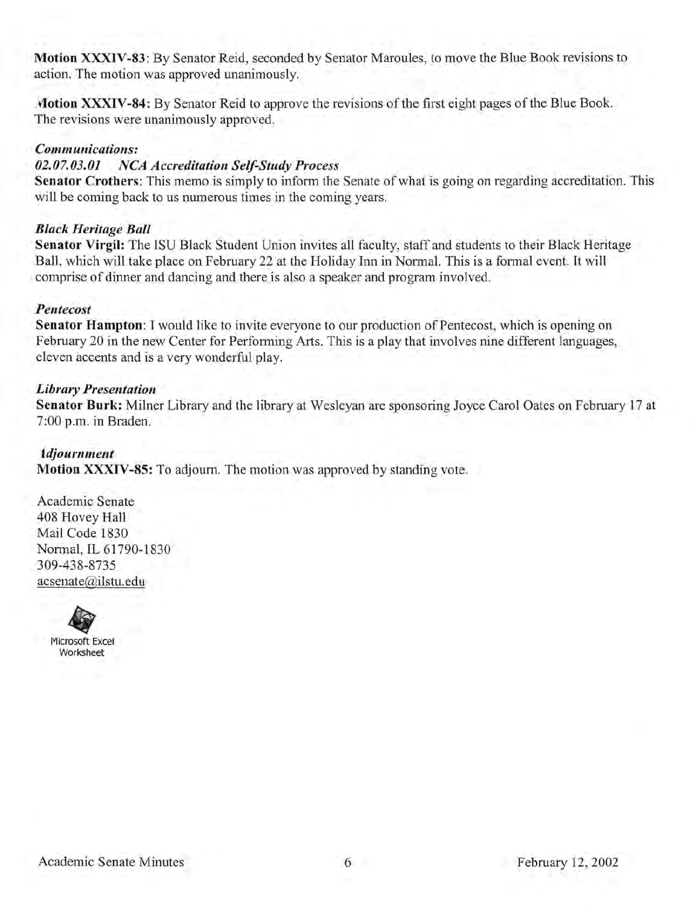**Motion XXXIV-83**: By Senator Reid, seconded by Senator Maroules, to move the Blue Book revisions to action. The motion was approved unanimously.

**Motion XXXIV-84:** By Senator Reid to approve the revisions of the first eight pages of the Blue Book. The revisions were unanimously approved.

***Communications:***

***02.07.03.01 NCA Accreditation Self-Study Process***

**Senator Crothers**: This memo is simply to inform the Senate of what is going on regarding accreditation. This will be coming back to us numerous times in the coming years.

***Black Heritage Ball***

**Senator Virgil:** The ISU Black Student Union invites all faculty, staff and students to their Black Heritage Ball, which will take place on February 22 at the Holiday Inn in Normal. This is a formal event. It will comprise of dinner and dancing and there is also a speaker and program involved.

***Pentecost***

**Senator Hampton**: I would like to invite everyone to our production of Pentecost, which is opening on February 20 in the new Center for Performing Arts. This is a play that involves nine different languages, eleven accents and is a very wonderful play.

***Library Presentation***

**Senator Burk:** Milner Library and the library at Wesleyan are sponsoring Joyce Carol Oates on February 17 at 7:00 p.m. in Braden.

***Adjournment***

**Motion XXXIV-85:** To adjourn. The motion was approved by standing vote.

Academic Senate
408 Hovey Hall
Mail Code 1830
Normal, IL 61790-1830
309-438-8735
acsenate@ilstu.edu

Microsoft Excel Worksheet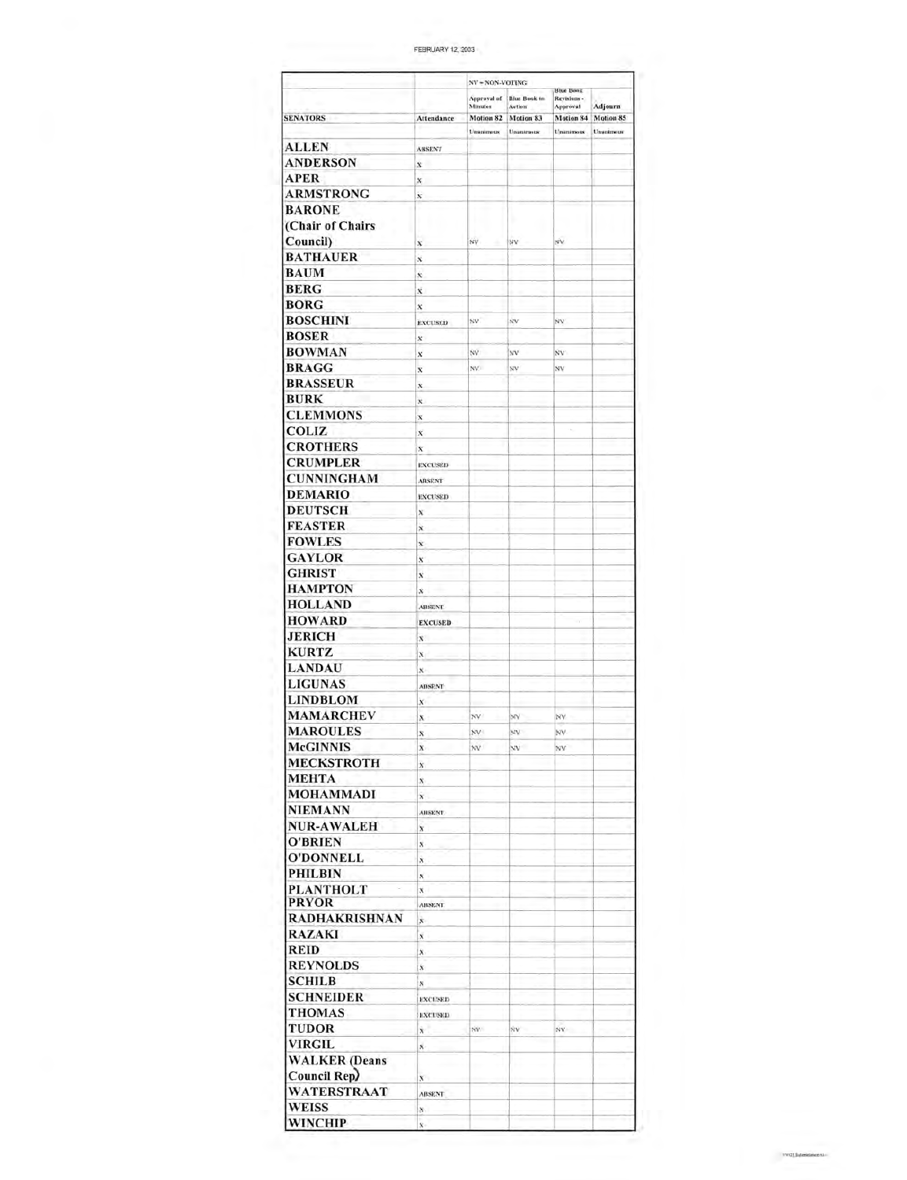FEBRUARY 12, 2003

| | | NV = NON-VOTING | | | |
|---|---|---|---|---|---|
| | | Approval of Minutes | Blue Book to Action | Blue Book Revisions - Approval | Adjourn |
| SENATORS | Attendance | Motion 82 | Motion 83 | Motion 84 | Motion 85 |
| | | Unanimous | Unanimous | Unanimous | Unanimous |
| **ALLEN** | ABSENT | | | | |
| **ANDERSON** | X | | | | |
| **APER** | X | | | | |
| **ARMSTRONG** | X | | | | |
| **BARONE (Chair of Chairs Council)** | X | NV | NV | NV | |
| **BATHAUER** | X | | | | |
| **BAUM** | X | | | | |
| **BERG** | X | | | | |
| **BORG** | X | | | | |
| **BOSCHINI** | EXCUSED | NV | NV | NV | |
| **BOSER** | X | | | | |
| **BOWMAN** | X | NV | NV | NV | |
| **BRAGG** | X | NV | NV | NV | |
| **BRASSEUR** | X | | | | |
| **BURK** | X | | | | |
| **CLEMMONS** | X | | | | |
| **COLIZ** | X | | | | |
| **CROTHERS** | X | | | | |
| **CRUMPLER** | EXCUSED | | | | |
| **CUNNINGHAM** | ABSENT | | | | |
| **DEMARIO** | EXCUSED | | | | |
| **DEUTSCH** | X | | | | |
| **FEASTER** | X | | | | |
| **FOWLES** | X | | | | |
| **GAYLOR** | X | | | | |
| **GHRIST** | X | | | | |
| **HAMPTON** | X | | | | |
| **HOLLAND** | ABSENT | | | | |
| **HOWARD** | EXCUSED | | | | |
| **JERICH** | X | | | | |
| **KURTZ** | X | | | | |
| **LANDAU** | X | | | | |
| **LIGUNAS** | ABSENT | | | | |
| **LINDBLOM** | X | | | | |
| **MAMARCHEV** | X | NV | NV | NV | |
| **MAROULES** | X | NV | NV | NV | |
| **McGINNIS** | X | NV | NV | NV | |
| **MECKSTROTH** | X | | | | |
| **MEHTA** | X | | | | |
| **MOHAMMADI** | X | | | | |
| **NIEMANN** | ABSENT | | | | |
| **NUR-AWALEH** | X | | | | |
| **O'BRIEN** | X | | | | |
| **O'DONNELL** | X | | | | |
| **PHILBIN** | X | | | | |
| **PLANTHOLT** | X | | | | |
| **PRYOR** | ABSENT | | | | |
| **RADHAKRISHNAN** | X | | | | |
| **RAZAKI** | X | | | | |
| **REID** | X | | | | |
| **REYNOLDS** | X | | | | |
| **SCHILB** | X | | | | |
| **SCHNEIDER** | EXCUSED | | | | |
| **THOMAS** | EXCUSED | | | | |
| **TUDOR** | X | NV | NV | NV | |
| **VIRGIL** | X | | | | |
| **WALKER (Deans Council Rep)** | X | | | | |
| **WATERSTRAAT** | ABSENT | | | | |
| **WEISS** | X | | | | |
| **WINCHIP** | X | | | | |